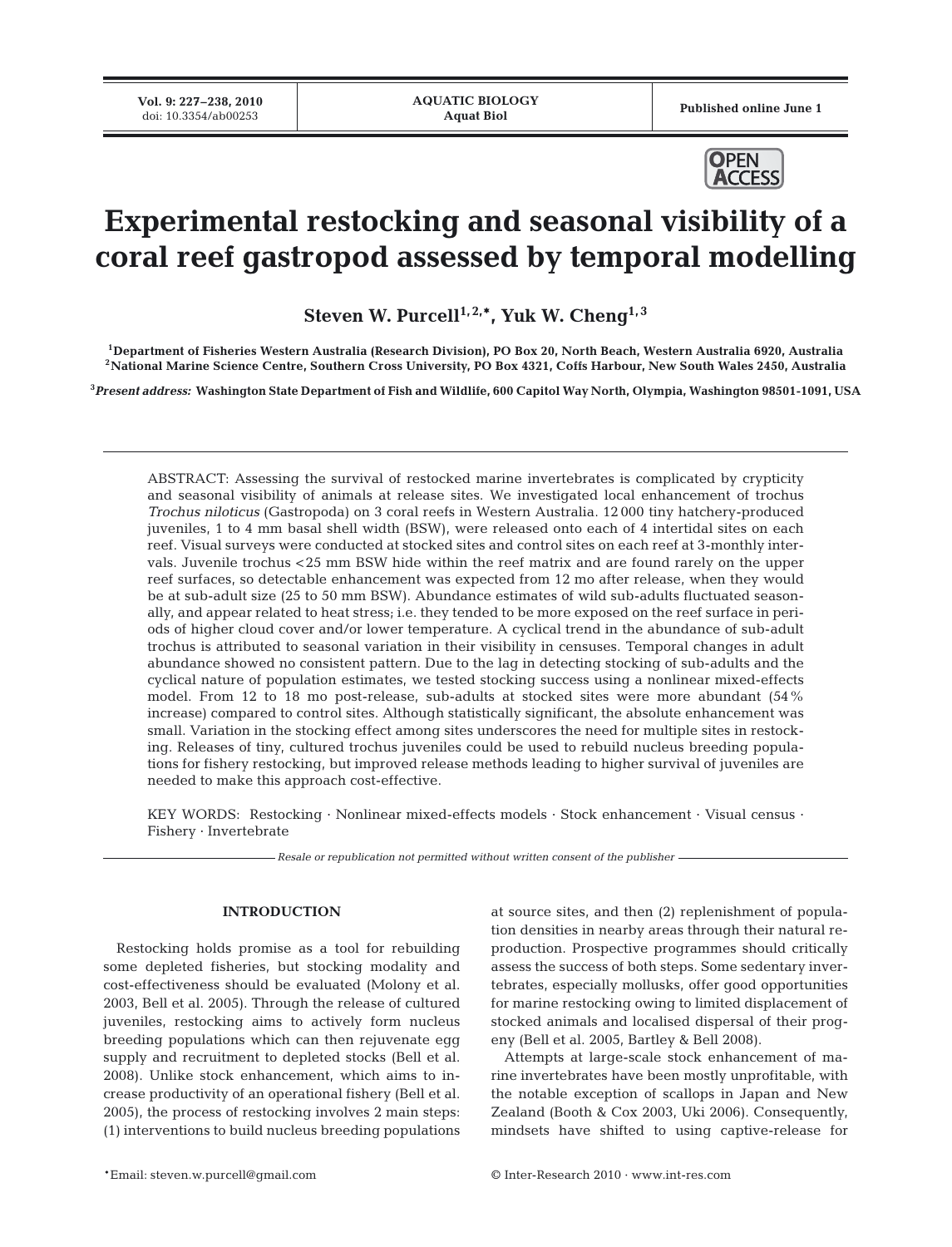# Experimental restocking and seasonal visibility of a coral reef gastropod assessed by temporal modelling

**Steven W. Purcell[1,2,*], Yuk W. Cheng[1,3]**

[1]Department of Fisheries Western Australia (Research Division), PO Box 20, North Beach, Western Australia 6920, Australia
[2]National Marine Science Centre, Southern Cross University, PO Box 4321, Coffs Harbour, New South Wales 2450, Australia

[3]*Present address:* Washington State Department of Fish and Wildlife, 600 Capitol Way North, Olympia, Washington 98501-1091, USA

ABSTRACT: Assessing the survival of restocked marine invertebrates is complicated by crypticity and seasonal visibility of animals at release sites. We investigated local enhancement of trochus *Trochus niloticus* (Gastropoda) on 3 coral reefs in Western Australia. 12 000 tiny hatchery-produced juveniles, 1 to 4 mm basal shell width (BSW), were released onto each of 4 intertidal sites on each reef. Visual surveys were conducted at stocked sites and control sites on each reef at 3-monthly intervals. Juvenile trochus <25 mm BSW hide within the reef matrix and are found rarely on the upper reef surfaces, so detectable enhancement was expected from 12 mo after release, when they would be at sub-adult size (25 to 50 mm BSW). Abundance estimates of wild sub-adults fluctuated seasonally, and appear related to heat stress; i.e. they tended to be more exposed on the reef surface in periods of higher cloud cover and/or lower temperature. A cyclical trend in the abundance of sub-adult trochus is attributed to seasonal variation in their visibility in censuses. Temporal changes in adult abundance showed no consistent pattern. Due to the lag in detecting stocking of sub-adults and the cyclical nature of population estimates, we tested stocking success using a nonlinear mixed-effects model. From 12 to 18 mo post-release, sub-adults at stocked sites were more abundant (54% increase) compared to control sites. Although statistically significant, the absolute enhancement was small. Variation in the stocking effect among sites underscores the need for multiple sites in restocking. Releases of tiny, cultured trochus juveniles could be used to rebuild nucleus breeding populations for fishery restocking, but improved release methods leading to higher survival of juveniles are needed to make this approach cost-effective.

KEY WORDS: Restocking · Nonlinear mixed-effects models · Stock enhancement · Visual census · Fishery · Invertebrate

*Resale or republication not permitted without written consent of the publisher*

## INTRODUCTION

Restocking holds promise as a tool for rebuilding some depleted fisheries, but stocking modality and cost-effectiveness should be evaluated (Molony et al. 2003, Bell et al. 2005). Through the release of cultured juveniles, restocking aims to actively form nucleus breeding populations which can then rejuvenate egg supply and recruitment to depleted stocks (Bell et al. 2008). Unlike stock enhancement, which aims to increase productivity of an operational fishery (Bell et al. 2005), the process of restocking involves 2 main steps: (1) interventions to build nucleus breeding populations at source sites, and then (2) replenishment of population densities in nearby areas through their natural reproduction. Prospective programmes should critically assess the success of both steps. Some sedentary invertebrates, especially mollusks, offer good opportunities for marine restocking owing to limited displacement of stocked animals and localised dispersal of their progeny (Bell et al. 2005, Bartley & Bell 2008).

Attempts at large-scale stock enhancement of marine invertebrates have been mostly unprofitable, with the notable exception of scallops in Japan and New Zealand (Booth & Cox 2003, Uki 2006). Consequently, mindsets have shifted to using captive-release for

*Email: steven.w.purcell@gmail.com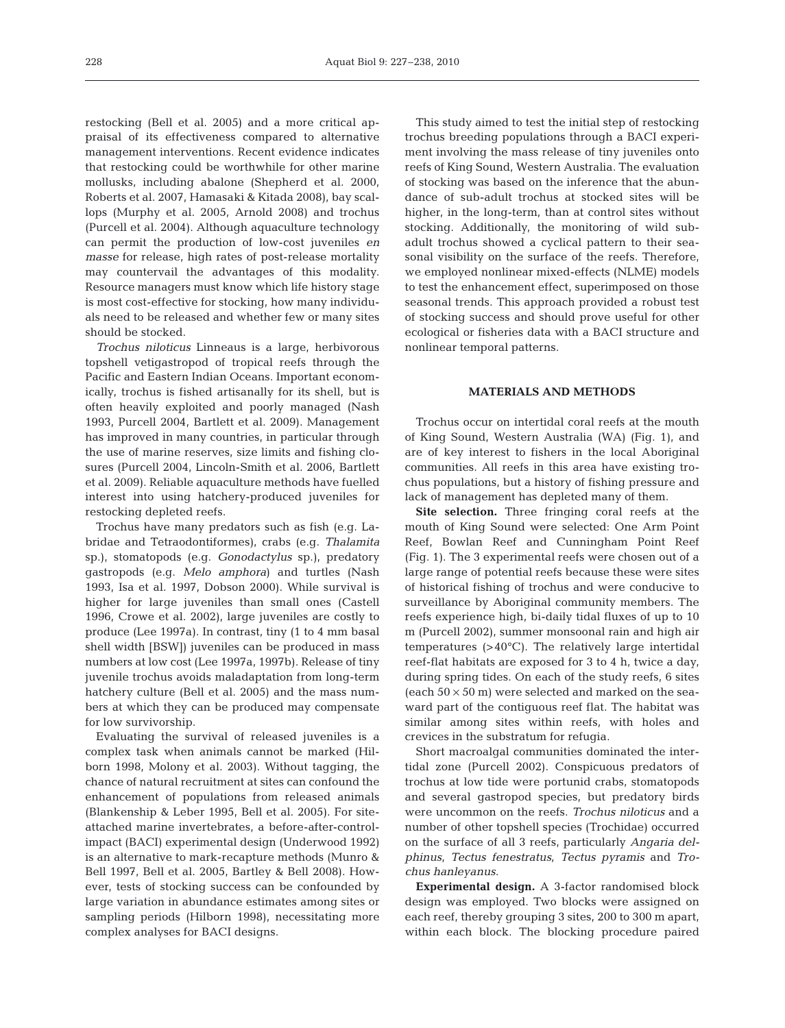restocking (Bell et al. 2005) and a more critical appraisal of its effectiveness compared to alternative management interventions. Recent evidence indicates that restocking could be worthwhile for other marine mollusks, including abalone (Shepherd et al. 2000, Roberts et al. 2007, Hamasaki & Kitada 2008), bay scallops (Murphy et al. 2005, Arnold 2008) and trochus (Purcell et al. 2004). Although aquaculture technology can permit the production of low-cost juveniles *en masse* for release, high rates of post-release mortality may countervail the advantages of this modality. Resource managers must know which life history stage is most cost-effective for stocking, how many individuals need to be released and whether few or many sites should be stocked.

*Trochus niloticus* Linneaus is a large, herbivorous topshell vetigastropod of tropical reefs through the Pacific and Eastern Indian Oceans. Important economically, trochus is fished artisanally for its shell, but is often heavily exploited and poorly managed (Nash 1993, Purcell 2004, Bartlett et al. 2009). Management has improved in many countries, in particular through the use of marine reserves, size limits and fishing closures (Purcell 2004, Lincoln-Smith et al. 2006, Bartlett et al. 2009). Reliable aquaculture methods have fuelled interest into using hatchery-produced juveniles for restocking depleted reefs.

Trochus have many predators such as fish (e.g. Labridae and Tetraodontiformes), crabs (e.g. *Thalamita* sp.), stomatopods (e.g. *Gonodactylus* sp.), predatory gastropods (e.g. *Melo amphora*) and turtles (Nash 1993, Isa et al. 1997, Dobson 2000). While survival is higher for large juveniles than small ones (Castell 1996, Crowe et al. 2002), large juveniles are costly to produce (Lee 1997a). In contrast, tiny (1 to 4 mm basal shell width [BSW]) juveniles can be produced in mass numbers at low cost (Lee 1997a, 1997b). Release of tiny juvenile trochus avoids maladaptation from long-term hatchery culture (Bell et al. 2005) and the mass numbers at which they can be produced may compensate for low survivorship.

Evaluating the survival of released juveniles is a complex task when animals cannot be marked (Hilborn 1998, Molony et al. 2003). Without tagging, the chance of natural recruitment at sites can confound the enhancement of populations from released animals (Blankenship & Leber 1995, Bell et al. 2005). For site-attached marine invertebrates, a before-after-control-impact (BACI) experimental design (Underwood 1992) is an alternative to mark-recapture methods (Munro & Bell 1997, Bell et al. 2005, Bartley & Bell 2008). However, tests of stocking success can be confounded by large variation in abundance estimates among sites or sampling periods (Hilborn 1998), necessitating more complex analyses for BACI designs.

This study aimed to test the initial step of restocking trochus breeding populations through a BACI experiment involving the mass release of tiny juveniles onto reefs of King Sound, Western Australia. The evaluation of stocking was based on the inference that the abundance of sub-adult trochus at stocked sites will be higher, in the long-term, than at control sites without stocking. Additionally, the monitoring of wild sub-adult trochus showed a cyclical pattern to their seasonal visibility on the surface of the reefs. Therefore, we employed nonlinear mixed-effects (NLME) models to test the enhancement effect, superimposed on those seasonal trends. This approach provided a robust test of stocking success and should prove useful for other ecological or fisheries data with a BACI structure and nonlinear temporal patterns.

## MATERIALS AND METHODS

Trochus occur on intertidal coral reefs at the mouth of King Sound, Western Australia (WA) (Fig. 1), and are of key interest to fishers in the local Aboriginal communities. All reefs in this area have existing trochus populations, but a history of fishing pressure and lack of management has depleted many of them.

**Site selection.** Three fringing coral reefs at the mouth of King Sound were selected: One Arm Point Reef, Bowlan Reef and Cunningham Point Reef (Fig. 1). The 3 experimental reefs were chosen out of a large range of potential reefs because these were sites of historical fishing of trochus and were conducive to surveillance by Aboriginal community members. The reefs experience high, bi-daily tidal fluxes of up to 10 m (Purcell 2002), summer monsoonal rain and high air temperatures (>40°C). The relatively large intertidal reef-flat habitats are exposed for 3 to 4 h, twice a day, during spring tides. On each of the study reefs, 6 sites (each 50 × 50 m) were selected and marked on the seaward part of the contiguous reef flat. The habitat was similar among sites within reefs, with holes and crevices in the substratum for refugia.

Short macroalgal communities dominated the intertidal zone (Purcell 2002). Conspicuous predators of trochus at low tide were portunid crabs, stomatopods and several gastropod species, but predatory birds were uncommon on the reefs. *Trochus niloticus* and a number of other topshell species (Trochidae) occurred on the surface of all 3 reefs, particularly *Angaria delphinus*, *Tectus fenestratus*, *Tectus pyramis* and *Trochus hanleyanus.*

**Experimental design.** A 3-factor randomised block design was employed. Two blocks were assigned on each reef, thereby grouping 3 sites, 200 to 300 m apart, within each block. The blocking procedure paired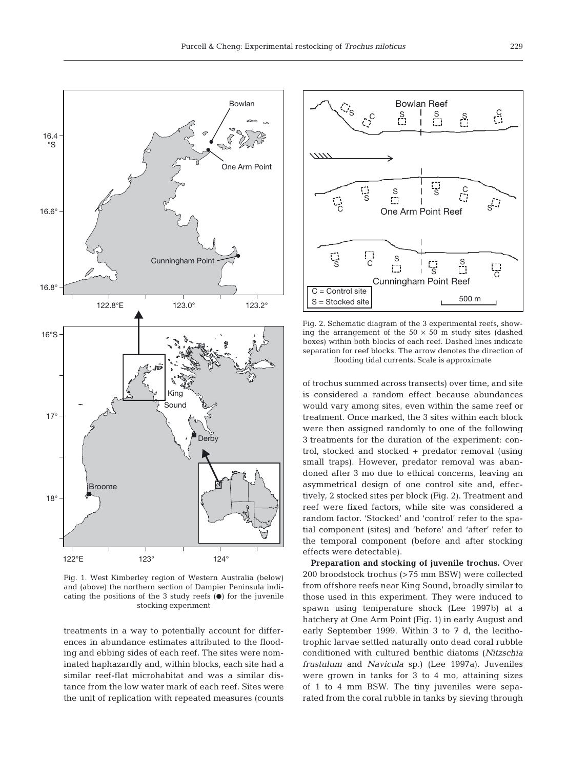Fig. 1. West Kimberley region of Western Australia (below) and (above) the northern section of Dampier Peninsula indicating the positions of the 3 study reefs (●) for the juvenile stocking experiment

Fig. 2. Schematic diagram of the 3 experimental reefs, showing the arrangement of the 50 × 50 m study sites (dashed boxes) within both blocks of each reef. Dashed lines indicate separation for reef blocks. The arrow denotes the direction of flooding tidal currents. Scale is approximate

treatments in a way to potentially account for differences in abundance estimates attributed to the flooding and ebbing sides of each reef. The sites were nominated haphazardly and, within blocks, each site had a similar reef-flat microhabitat and was a similar distance from the low water mark of each reef. Sites were the unit of replication with repeated measures (counts of trochus summed across transects) over time, and site is considered a random effect because abundances would vary among sites, even within the same reef or treatment. Once marked, the 3 sites within each block were then assigned randomly to one of the following 3 treatments for the duration of the experiment: control, stocked and stocked + predator removal (using small traps). However, predator removal was abandoned after 3 mo due to ethical concerns, leaving an asymmetrical design of one control site and, effectively, 2 stocked sites per block (Fig. 2). Treatment and reef were fixed factors, while site was considered a random factor. 'Stocked' and 'control' refer to the spatial component (sites) and 'before' and 'after' refer to the temporal component (before and after stocking effects were detectable).

**Preparation and stocking of juvenile trochus.** Over 200 broodstock trochus (>75 mm BSW) were collected from offshore reefs near King Sound, broadly similar to those used in this experiment. They were induced to spawn using temperature shock (Lee 1997b) at a hatchery at One Arm Point (Fig. 1) in early August and early September 1999. Within 3 to 7 d, the lecithotrophic larvae settled naturally onto dead coral rubble conditioned with cultured benthic diatoms (*Nitzschia frustulum* and *Navicula* sp.) (Lee 1997a). Juveniles were grown in tanks for 3 to 4 mo, attaining sizes of 1 to 4 mm BSW. The tiny juveniles were separated from the coral rubble in tanks by sieving through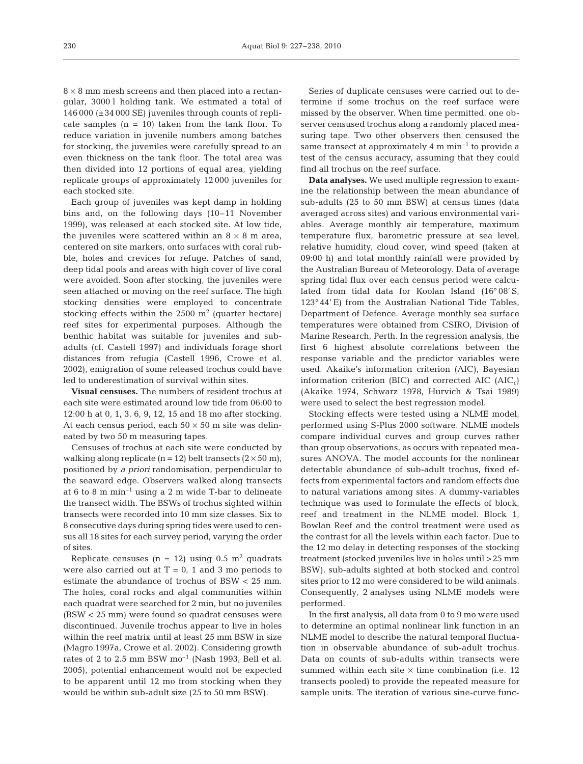$8 \times 8$ mm mesh screens and then placed into a rectangular, 3000 l holding tank. We estimated a total of 146 000 (±34 000 SE) juveniles through counts of replicate samples (n = 10) taken from the tank floor. To reduce variation in juvenile numbers among batches for stocking, the juveniles were carefully spread to an even thickness on the tank floor. The total area was then divided into 12 portions of equal area, yielding replicate groups of approximately 12 000 juveniles for each stocked site.

Each group of juveniles was kept damp in holding bins and, on the following days (10–11 November 1999), was released at each stocked site. At low tide, the juveniles were scattered within an $8 \times 8$ m area, centered on site markers, onto surfaces with coral rubble, holes and crevices for refuge. Patches of sand, deep tidal pools and areas with high cover of live coral were avoided. Soon after stocking, the juveniles were seen attached or moving on the reef surface. The high stocking densities were employed to concentrate stocking effects within the 2500 $m^2$ (quarter hectare) reef sites for experimental purposes. Although the benthic habitat was suitable for juveniles and sub-adults (cf. Castell 1997) and individuals forage short distances from refugia (Castell 1996, Crowe et al. 2002), emigration of some released trochus could have led to underestimation of survival within sites.

**Visual censuses.** The numbers of resident trochus at each site were estimated around low tide from 06:00 to 12:00 h at 0, 1, 3, 6, 9, 12, 15 and 18 mo after stocking. At each census period, each $50 \times 50$ m site was delineated by two 50 m measuring tapes.

Censuses of trochus at each site were conducted by walking along replicate (n = 12) belt transects ($2 \times 50$ m), positioned by *a priori* randomisation, perpendicular to the seaward edge. Observers walked along transects at 6 to 8 m $min^{-1}$ using a 2 m wide T-bar to delineate the transect width. The BSWs of trochus sighted within transects were recorded into 10 mm size classes. Six to 8 consecutive days during spring tides were used to census all 18 sites for each survey period, varying the order of sites.

Replicate censuses (n = 12) using 0.5 $m^2$ quadrats were also carried out at T = 0, 1 and 3 mo periods to estimate the abundance of trochus of BSW < 25 mm. The holes, coral rocks and algal communities within each quadrat were searched for 2 min, but no juveniles (BSW < 25 mm) were found so quadrat censuses were discontinued. Juvenile trochus appear to live in holes within the reef matrix until at least 25 mm BSW in size (Magro 1997a, Crowe et al. 2002). Considering growth rates of 2 to 2.5 mm BSW $mo^{-1}$ (Nash 1993, Bell et al. 2005), potential enhancement would not be expected to be apparent until 12 mo from stocking when they would be within sub-adult size (25 to 50 mm BSW).

Series of duplicate censuses were carried out to determine if some trochus on the reef surface were missed by the observer. When time permitted, one observer censused trochus along a randomly placed measuring tape. Two other observers then censused the same transect at approximately 4 m $min^{-1}$ to provide a test of the census accuracy, assuming that they could find all trochus on the reef surface.

**Data analyses.** We used multiple regression to examine the relationship between the mean abundance of sub-adults (25 to 50 mm BSW) at census times (data averaged across sites) and various environmental variables. Average monthly air temperature, maximum temperature flux, barometric pressure at sea level, relative humidity, cloud cover, wind speed (taken at 09:00 h) and total monthly rainfall were provided by the Australian Bureau of Meteorology. Data of average spring tidal flux over each census period were calculated from tidal data for Koolan Island (16° 08' S, 123° 44' E) from the Australian National Tide Tables, Department of Defence. Average monthly sea surface temperatures were obtained from CSIRO, Division of Marine Research, Perth. In the regression analysis, the first 6 highest absolute correlations between the response variable and the predictor variables were used. Akaike's information criterion (AIC), Bayesian information criterion (BIC) and corrected AIC ($AIC_c$) (Akaike 1974, Schwarz 1978, Hurvich & Tsai 1989) were used to select the best regression model.

Stocking effects were tested using a NLME model, performed using S-Plus 2000 software. NLME models compare individual curves and group curves rather than group observations, as occurs with repeated measures ANOVA. The model accounts for the nonlinear detectable abundance of sub-adult trochus, fixed effects from experimental factors and random effects due to natural variations among sites. A dummy-variables technique was used to formulate the effects of block, reef and treatment in the NLME model. Block 1, Bowlan Reef and the control treatment were used as the contrast for all the levels within each factor. Due to the 12 mo delay in detecting responses of the stocking treatment (stocked juveniles live in holes until >25 mm BSW), sub-adults sighted at both stocked and control sites prior to 12 mo were considered to be wild animals. Consequently, 2 analyses using NLME models were performed.

In the first analysis, all data from 0 to 9 mo were used to determine an optimal nonlinear link function in an NLME model to describe the natural temporal fluctuation in observable abundance of sub-adult trochus. Data on counts of sub-adults within transects were summed within each site × time combination (i.e. 12 transects pooled) to provide the repeated measure for sample units. The iteration of various sine-curve func-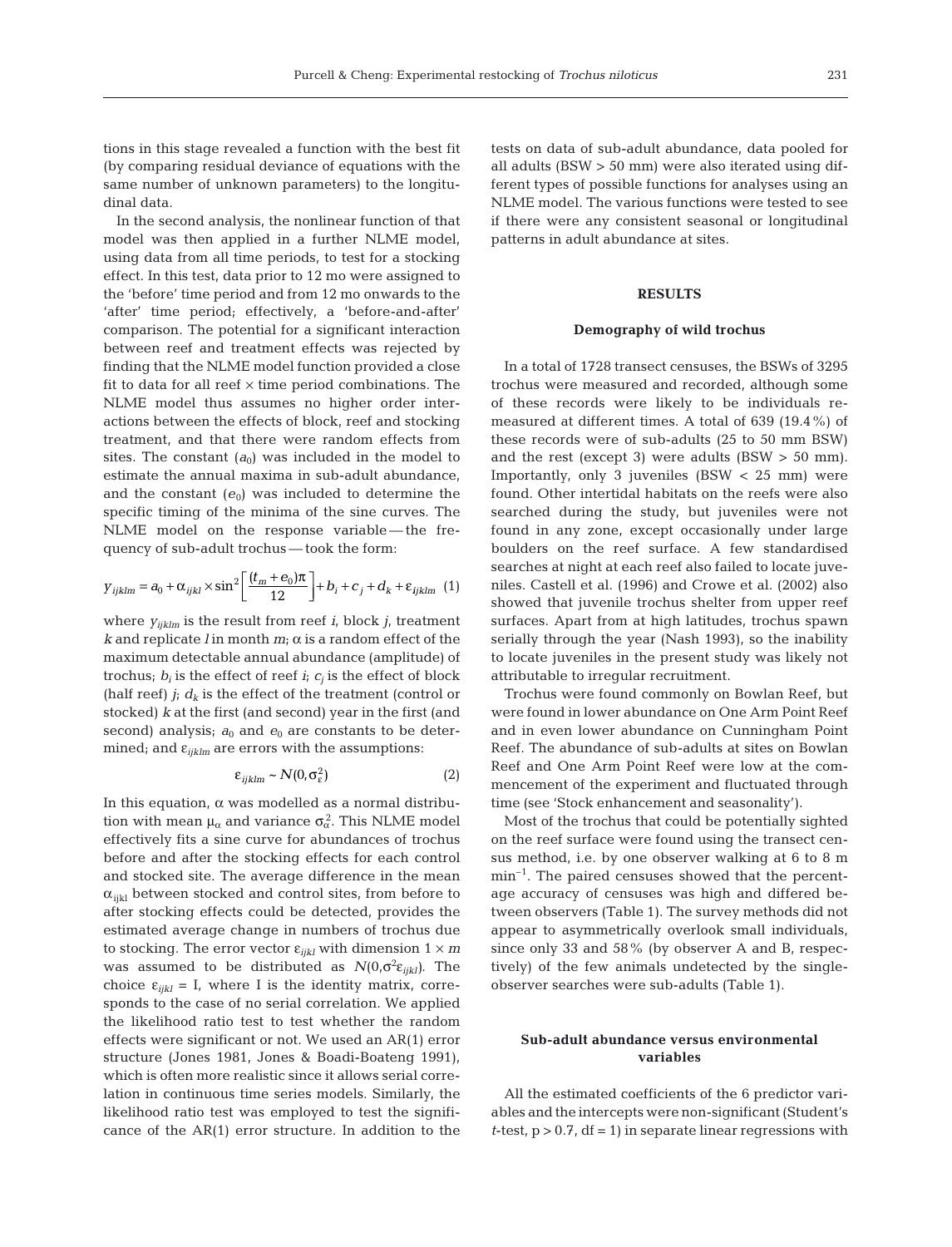tions in this stage revealed a function with the best fit (by comparing residual deviance of equations with the same number of unknown parameters) to the longitudinal data.

In the second analysis, the nonlinear function of that model was then applied in a further NLME model, using data from all time periods, to test for a stocking effect. In this test, data prior to 12 mo were assigned to the 'before' time period and from 12 mo onwards to the 'after' time period; effectively, a 'before-and-after' comparison. The potential for a significant interaction between reef and treatment effects was rejected by finding that the NLME model function provided a close fit to data for all reef × time period combinations. The NLME model thus assumes no higher order interactions between the effects of block, reef and stocking treatment, and that there were random effects from sites. The constant ($a_0$) was included in the model to estimate the annual maxima in sub-adult abundance, and the constant ($e_0$) was included to determine the specific timing of the minima of the sine curves. The NLME model on the response variable — the frequency of sub-adult trochus — took the form:

$$y_{ijklm} = a_0 + \alpha_{ijkl} \times \sin^2\left[\frac{(t_m + e_0)\pi}{12}\right] + b_i + c_j + d_k + \varepsilon_{ijklm} \quad (1)$$

where $y_{ijklm}$ is the result from reef $i$, block $j$, treatment $k$ and replicate $l$ in month $m$; $\alpha$ is a random effect of the maximum detectable annual abundance (amplitude) of trochus; $b_i$ is the effect of reef $i$; $c_j$ is the effect of block (half reef) $j$; $d_k$ is the effect of the treatment (control or stocked) $k$ at the first (and second) year in the first (and second) analysis; $a_0$ and $e_0$ are constants to be determined; and $\varepsilon_{ijklm}$ are errors with the assumptions:

$$\varepsilon_{ijklm} \sim N(0, \sigma_\varepsilon^2) \quad (2)$$

In this equation, $\alpha$ was modelled as a normal distribution with mean $\mu_\alpha$ and variance $\sigma_\alpha^2$. This NLME model effectively fits a sine curve for abundances of trochus before and after the stocking effects for each control and stocked site. The average difference in the mean $\alpha_{ijkl}$ between stocked and control sites, from before to after stocking effects could be detected, provides the estimated average change in numbers of trochus due to stocking. The error vector $\varepsilon_{ijkl}$ with dimension $1 \times m$ was assumed to be distributed as $N(0, \sigma^2 \varepsilon_{ijkl})$. The choice $\varepsilon_{ijkl} = \mathrm{I}$, where I is the identity matrix, corresponds to the case of no serial correlation. We applied the likelihood ratio test to test whether the random effects were significant or not. We used an AR(1) error structure (Jones 1981, Jones & Boadi-Boateng 1991), which is often more realistic since it allows serial correlation in continuous time series models. Similarly, the likelihood ratio test was employed to test the significance of the AR(1) error structure. In addition to the tests on data of sub-adult abundance, data pooled for all adults (BSW > 50 mm) were also iterated using different types of possible functions for analyses using an NLME model. The various functions were tested to see if there were any consistent seasonal or longitudinal patterns in adult abundance at sites.

## RESULTS

### Demography of wild trochus

In a total of 1728 transect censuses, the BSWs of 3295 trochus were measured and recorded, although some of these records were likely to be individuals remeasured at different times. A total of 639 (19.4%) of these records were of sub-adults (25 to 50 mm BSW) and the rest (except 3) were adults (BSW > 50 mm). Importantly, only 3 juveniles (BSW < 25 mm) were found. Other intertidal habitats on the reefs were also searched during the study, but juveniles were not found in any zone, except occasionally under large boulders on the reef surface. A few standardised searches at night at each reef also failed to locate juveniles. Castell et al. (1996) and Crowe et al. (2002) also showed that juvenile trochus shelter from upper reef surfaces. Apart from at high latitudes, trochus spawn serially through the year (Nash 1993), so the inability to locate juveniles in the present study was likely not attributable to irregular recruitment.

Trochus were found commonly on Bowlan Reef, but were found in lower abundance on One Arm Point Reef and in even lower abundance on Cunningham Point Reef. The abundance of sub-adults at sites on Bowlan Reef and One Arm Point Reef were low at the commencement of the experiment and fluctuated through time (see 'Stock enhancement and seasonality').

Most of the trochus that could be potentially sighted on the reef surface were found using the transect census method, i.e. by one observer walking at 6 to 8 m $\text{min}^{-1}$. The paired censuses showed that the percentage accuracy of censuses was high and differed between observers (Table 1). The survey methods did not appear to asymmetrically overlook small individuals, since only 33 and 58% (by observer A and B, respectively) of the few animals undetected by the single-observer searches were sub-adults (Table 1).

### Sub-adult abundance versus environmental variables

All the estimated coefficients of the 6 predictor variables and the intercepts were non-significant (Student's $t$-test, $p > 0.7$, df = 1) in separate linear regressions with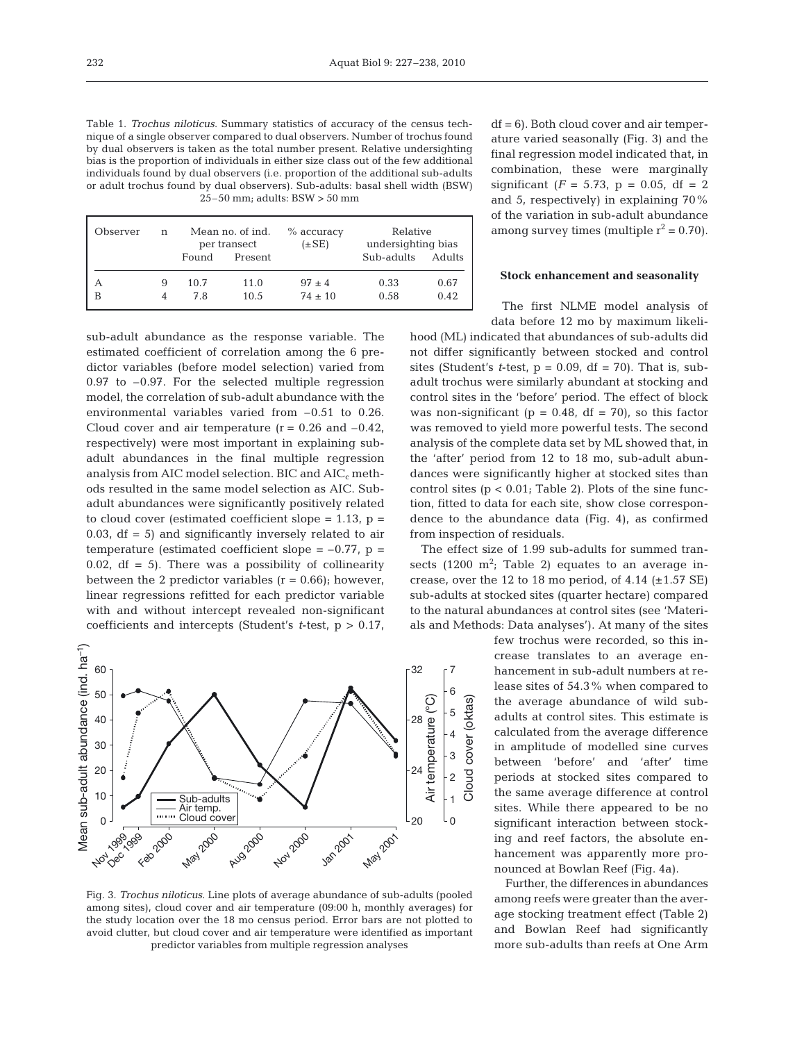Table 1. *Trochus niloticus*. Summary statistics of accuracy of the census technique of a single observer compared to dual observers. Number of trochus found by dual observers is taken as the total number present. Relative undersighting bias is the proportion of individuals in either size class out of the few additional individuals found by dual observers (i.e. proportion of the additional sub-adults or adult trochus found by dual observers). Sub-adults: basal shell width (BSW) 25–50 mm; adults: BSW > 50 mm

| Observer | n | Mean no. of ind. per transect | | % accuracy (±SE) | Relative undersighting bias | |
|---|---|---|---|---|---|---|
| | | Found | Present | | Sub-adults | Adults |
| A | 9 | 10.7 | 11.0 | 97 ± 4 | 0.33 | 0.67 |
| B | 4 | 7.8 | 10.5 | 74 ± 10 | 0.58 | 0.42 |

sub-adult abundance as the response variable. The estimated coefficient of correlation among the 6 predictor variables (before model selection) varied from 0.97 to −0.97. For the selected multiple regression model, the correlation of sub-adult abundance with the environmental variables varied from −0.51 to 0.26. Cloud cover and air temperature ($r = 0.26$ and $-0.42$, respectively) were most important in explaining sub-adult abundances in the final multiple regression analysis from AIC model selection. BIC and $AIC_c$ methods resulted in the same model selection as AIC. Sub-adult abundances were significantly positively related to cloud cover (estimated coefficient slope = 1.13, $p = 0.03$, df = 5) and significantly inversely related to air temperature (estimated coefficient slope = −0.77, $p = 0.02$, df = 5). There was a possibility of collinearity between the 2 predictor variables ($r = 0.66$); however, linear regressions refitted for each predictor variable with and without intercept revealed non-significant coefficients and intercepts (Student's *t*-test, $p > 0.17$, df = 6). Both cloud cover and air temperature varied seasonally (Fig. 3) and the final regression model indicated that, in combination, these were marginally significant ($F = 5.73$, $p = 0.05$, df = 2 and 5, respectively) in explaining 70% of the variation in sub-adult abundance among survey times (multiple $r^2 = 0.70$).

Fig. 3. *Trochus niloticus*. Line plots of average abundance of sub-adults (pooled among sites), cloud cover and air temperature (09:00 h, monthly averages) for the study location over the 18 mo census period. Error bars are not plotted to avoid clutter, but cloud cover and air temperature were identified as important predictor variables from multiple regression analyses

### Stock enhancement and seasonality

The first NLME model analysis of data before 12 mo by maximum likelihood (ML) indicated that abundances of sub-adults did not differ significantly between stocked and control sites (Student's *t*-test, $p = 0.09$, df = 70). That is, sub-adult trochus were similarly abundant at stocking and control sites in the 'before' period. The effect of block was non-significant ($p = 0.48$, df = 70), so this factor was removed to yield more powerful tests. The second analysis of the complete data set by ML showed that, in the 'after' period from 12 to 18 mo, sub-adult abundances were significantly higher at stocked sites than control sites ($p < 0.01$; Table 2). Plots of the sine function, fitted to data for each site, show close correspondence to the abundance data (Fig. 4), as confirmed from inspection of residuals.

The effect size of 1.99 sub-adults for summed transects (1200 $m^2$; Table 2) equates to an average increase, over the 12 to 18 mo period, of 4.14 (±1.57 SE) sub-adults at stocked sites (quarter hectare) compared to the natural abundances at control sites (see 'Materials and Methods: Data analyses'). At many of the sites few trochus were recorded, so this increase translates to an average enhancement in sub-adult numbers at release sites of 54.3% when compared to the average abundance of wild sub-adults at control sites. This estimate is calculated from the average difference in amplitude of modelled sine curves between 'before' and 'after' time periods at stocked sites compared to the same average difference at control sites. While there appeared to be no significant interaction between stocking and reef factors, the absolute enhancement was apparently more pronounced at Bowlan Reef (Fig. 4a).

Further, the differences in abundances among reefs were greater than the average stocking treatment effect (Table 2) and Bowlan Reef had significantly more sub-adults than reefs at One Arm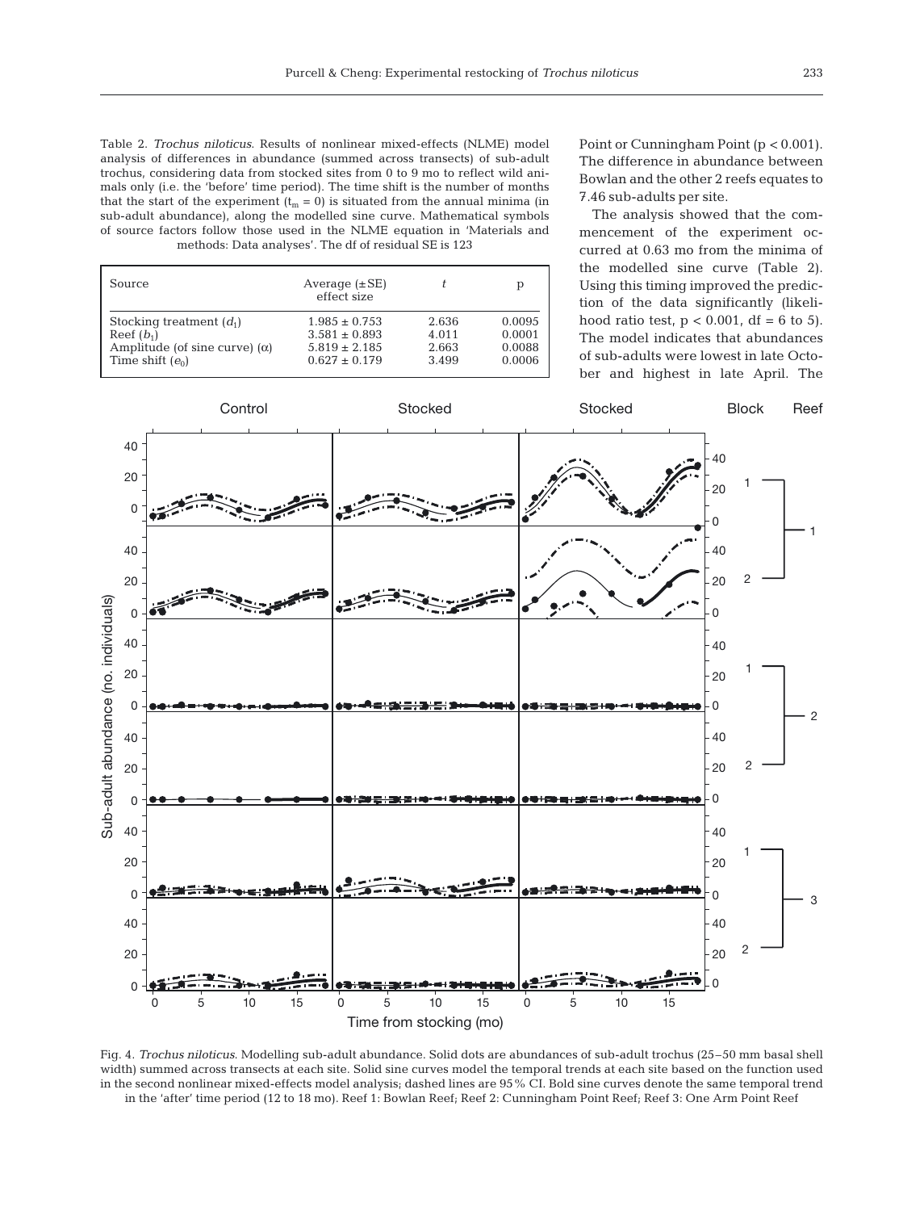Table 2. *Trochus niloticus*. Results of nonlinear mixed-effects (NLME) model analysis of differences in abundance (summed across transects) of sub-adult trochus, considering data from stocked sites from 0 to 9 mo to reflect wild animals only (i.e. the 'before' time period). The time shift is the number of months that the start of the experiment ($t_m = 0$) is situated from the annual minima (in sub-adult abundance), along the modelled sine curve. Mathematical symbols of source factors follow those used in the NLME equation in 'Materials and methods: Data analyses'. The df of residual SE is 123

| Source | Average (±SE) effect size | $t$ | p |
|---|---|---|---|
| Stocking treatment ($d_1$) | 1.985 ± 0.753 | 2.636 | 0.0095 |
| Reef ($b_1$) | 3.581 ± 0.893 | 4.011 | 0.0001 |
| Amplitude (of sine curve) ($\alpha$) | 5.819 ± 2.185 | 2.663 | 0.0088 |
| Time shift ($e_0$) | 0.627 ± 0.179 | 3.499 | 0.0006 |

Point or Cunningham Point ($p < 0.001$). The difference in abundance between Bowlan and the other 2 reefs equates to 7.46 sub-adults per site.

The analysis showed that the commencement of the experiment occurred at 0.63 mo from the minima of the modelled sine curve (Table 2). Using this timing improved the prediction of the data significantly (likelihood ratio test, $p < 0.001$, df = 6 to 5). The model indicates that abundances of sub-adults were lowest in late October and highest in late April. The

Fig. 4. *Trochus niloticus*. Modelling sub-adult abundance. Solid dots are abundances of sub-adult trochus (25–50 mm basal shell width) summed across transects at each site. Solid sine curves model the temporal trends at each site based on the function used in the second nonlinear mixed-effects model analysis; dashed lines are 95% CI. Bold sine curves denote the same temporal trend in the 'after' time period (12 to 18 mo). Reef 1: Bowlan Reef; Reef 2: Cunningham Point Reef; Reef 3: One Arm Point Reef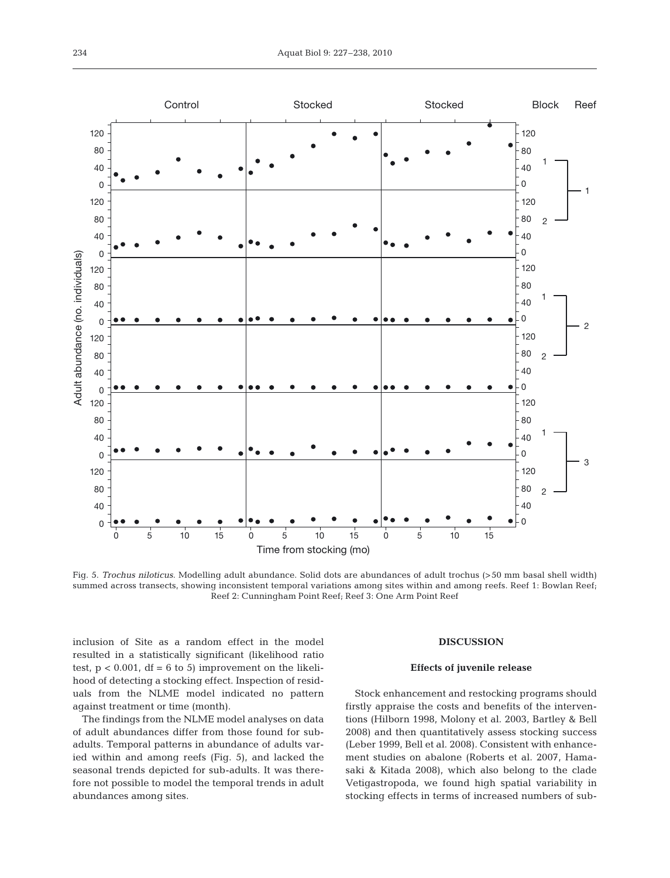Fig. 5. *Trochus niloticus*. Modelling adult abundance. Solid dots are abundances of adult trochus (>50 mm basal shell width) summed across transects, showing inconsistent temporal variations among sites within and among reefs. Reef 1: Bowlan Reef; Reef 2: Cunningham Point Reef; Reef 3: One Arm Point Reef

inclusion of Site as a random effect in the model resulted in a statistically significant (likelihood ratio test, $p < 0.001$, df = 6 to 5) improvement on the likelihood of detecting a stocking effect. Inspection of residuals from the NLME model indicated no pattern against treatment or time (month).

The findings from the NLME model analyses on data of adult abundances differ from those found for sub-adults. Temporal patterns in abundance of adults varied within and among reefs (Fig. 5), and lacked the seasonal trends depicted for sub-adults. It was therefore not possible to model the temporal trends in adult abundances among sites.

## DISCUSSION

### Effects of juvenile release

Stock enhancement and restocking programs should firstly appraise the costs and benefits of the interventions (Hilborn 1998, Molony et al. 2003, Bartley & Bell 2008) and then quantitatively assess stocking success (Leber 1999, Bell et al. 2008). Consistent with enhancement studies on abalone (Roberts et al. 2007, Hamasaki & Kitada 2008), which also belong to the clade Vetigastropoda, we found high spatial variability in stocking effects in terms of increased numbers of sub-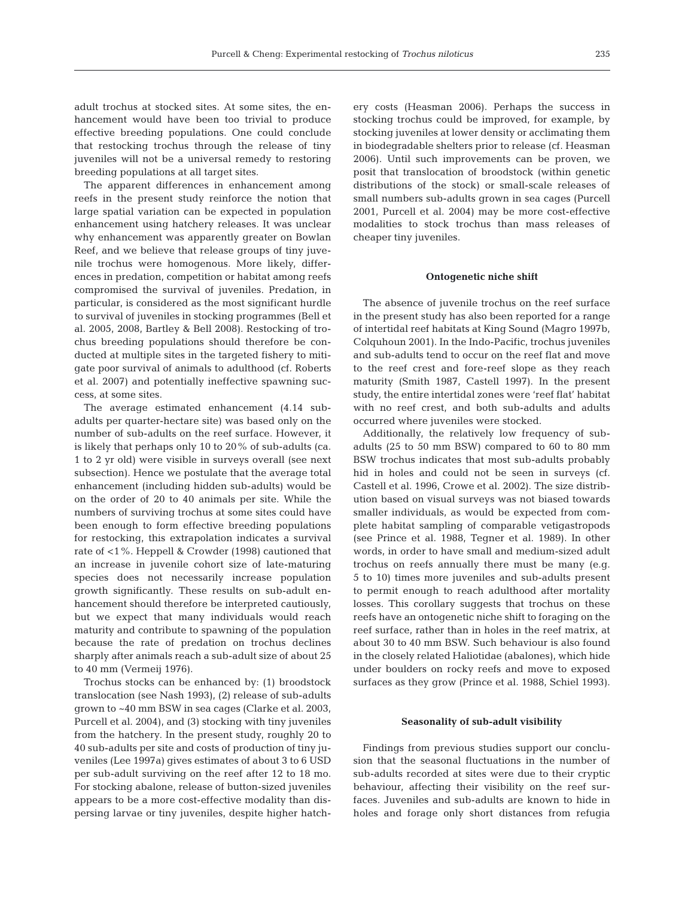adult trochus at stocked sites. At some sites, the enhancement would have been too trivial to produce effective breeding populations. One could conclude that restocking trochus through the release of tiny juveniles will not be a universal remedy to restoring breeding populations at all target sites.

The apparent differences in enhancement among reefs in the present study reinforce the notion that large spatial variation can be expected in population enhancement using hatchery releases. It was unclear why enhancement was apparently greater on Bowlan Reef, and we believe that release groups of tiny juvenile trochus were homogenous. More likely, differences in predation, competition or habitat among reefs compromised the survival of juveniles. Predation, in particular, is considered as the most significant hurdle to survival of juveniles in stocking programmes (Bell et al. 2005, 2008, Bartley & Bell 2008). Restocking of trochus breeding populations should therefore be conducted at multiple sites in the targeted fishery to mitigate poor survival of animals to adulthood (cf. Roberts et al. 2007) and potentially ineffective spawning success, at some sites.

The average estimated enhancement (4.14 sub-adults per quarter-hectare site) was based only on the number of sub-adults on the reef surface. However, it is likely that perhaps only 10 to 20% of sub-adults (ca. 1 to 2 yr old) were visible in surveys overall (see next subsection). Hence we postulate that the average total enhancement (including hidden sub-adults) would be on the order of 20 to 40 animals per site. While the numbers of surviving trochus at some sites could have been enough to form effective breeding populations for restocking, this extrapolation indicates a survival rate of <1%. Heppell & Crowder (1998) cautioned that an increase in juvenile cohort size of late-maturing species does not necessarily increase population growth significantly. These results on sub-adult enhancement should therefore be interpreted cautiously, but we expect that many individuals would reach maturity and contribute to spawning of the population because the rate of predation on trochus declines sharply after animals reach a sub-adult size of about 25 to 40 mm (Vermeij 1976).

Trochus stocks can be enhanced by: (1) broodstock translocation (see Nash 1993), (2) release of sub-adults grown to ~40 mm BSW in sea cages (Clarke et al. 2003, Purcell et al. 2004), and (3) stocking with tiny juveniles from the hatchery. In the present study, roughly 20 to 40 sub-adults per site and costs of production of tiny juveniles (Lee 1997a) gives estimates of about 3 to 6 USD per sub-adult surviving on the reef after 12 to 18 mo. For stocking abalone, release of button-sized juveniles appears to be a more cost-effective modality than dispersing larvae or tiny juveniles, despite higher hatchery costs (Heasman 2006). Perhaps the success in stocking trochus could be improved, for example, by stocking juveniles at lower density or acclimating them in biodegradable shelters prior to release (cf. Heasman 2006). Until such improvements can be proven, we posit that translocation of broodstock (within genetic distributions of the stock) or small-scale releases of small numbers sub-adults grown in sea cages (Purcell 2001, Purcell et al. 2004) may be more cost-effective modalities to stock trochus than mass releases of cheaper tiny juveniles.

### Ontogenetic niche shift

The absence of juvenile trochus on the reef surface in the present study has also been reported for a range of intertidal reef habitats at King Sound (Magro 1997b, Colquhoun 2001). In the Indo-Pacific, trochus juveniles and sub-adults tend to occur on the reef flat and move to the reef crest and fore-reef slope as they reach maturity (Smith 1987, Castell 1997). In the present study, the entire intertidal zones were 'reef flat' habitat with no reef crest, and both sub-adults and adults occurred where juveniles were stocked.

Additionally, the relatively low frequency of sub-adults (25 to 50 mm BSW) compared to 60 to 80 mm BSW trochus indicates that most sub-adults probably hid in holes and could not be seen in surveys (cf. Castell et al. 1996, Crowe et al. 2002). The size distribution based on visual surveys was not biased towards smaller individuals, as would be expected from complete habitat sampling of comparable vetigastropods (see Prince et al. 1988, Tegner et al. 1989). In other words, in order to have small and medium-sized adult trochus on reefs annually there must be many (e.g. 5 to 10) times more juveniles and sub-adults present to permit enough to reach adulthood after mortality losses. This corollary suggests that trochus on these reefs have an ontogenetic niche shift to foraging on the reef surface, rather than in holes in the reef matrix, at about 30 to 40 mm BSW. Such behaviour is also found in the closely related Haliotidae (abalones), which hide under boulders on rocky reefs and move to exposed surfaces as they grow (Prince et al. 1988, Schiel 1993).

### Seasonality of sub-adult visibility

Findings from previous studies support our conclusion that the seasonal fluctuations in the number of sub-adults recorded at sites were due to their cryptic behaviour, affecting their visibility on the reef surfaces. Juveniles and sub-adults are known to hide in holes and forage only short distances from refugia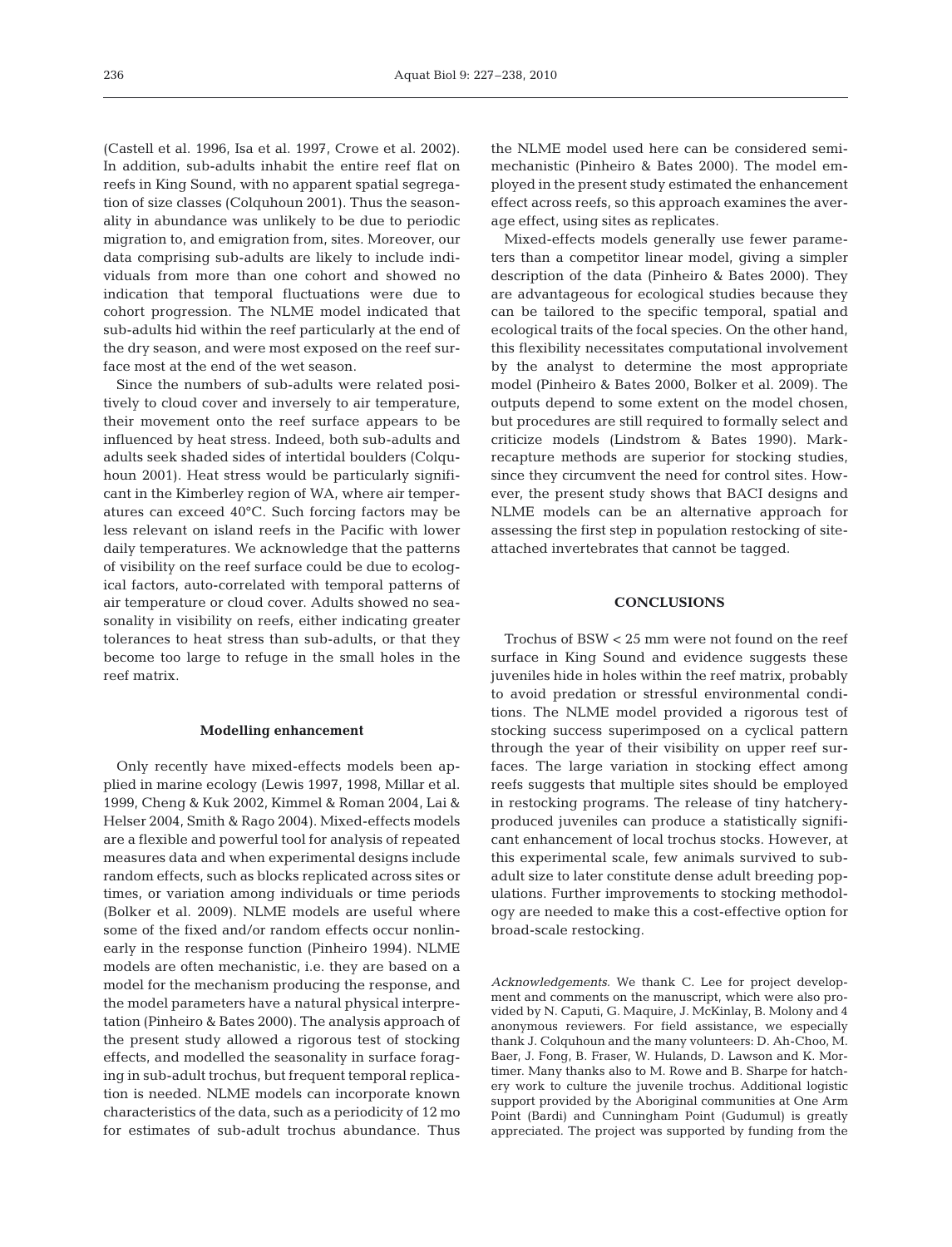(Castell et al. 1996, Isa et al. 1997, Crowe et al. 2002). In addition, sub-adults inhabit the entire reef flat on reefs in King Sound, with no apparent spatial segregation of size classes (Colquhoun 2001). Thus the seasonality in abundance was unlikely to be due to periodic migration to, and emigration from, sites. Moreover, our data comprising sub-adults are likely to include individuals from more than one cohort and showed no indication that temporal fluctuations were due to cohort progression. The NLME model indicated that sub-adults hid within the reef particularly at the end of the dry season, and were most exposed on the reef surface most at the end of the wet season.

Since the numbers of sub-adults were related positively to cloud cover and inversely to air temperature, their movement onto the reef surface appears to be influenced by heat stress. Indeed, both sub-adults and adults seek shaded sides of intertidal boulders (Colquhoun 2001). Heat stress would be particularly significant in the Kimberley region of WA, where air temperatures can exceed 40°C. Such forcing factors may be less relevant on island reefs in the Pacific with lower daily temperatures. We acknowledge that the patterns of visibility on the reef surface could be due to ecological factors, auto-correlated with temporal patterns of air temperature or cloud cover. Adults showed no seasonality in visibility on reefs, either indicating greater tolerances to heat stress than sub-adults, or that they become too large to refuge in the small holes in the reef matrix.

### Modelling enhancement

Only recently have mixed-effects models been applied in marine ecology (Lewis 1997, 1998, Millar et al. 1999, Cheng & Kuk 2002, Kimmel & Roman 2004, Lai & Helser 2004, Smith & Rago 2004). Mixed-effects models are a flexible and powerful tool for analysis of repeated measures data and when experimental designs include random effects, such as blocks replicated across sites or times, or variation among individuals or time periods (Bolker et al. 2009). NLME models are useful where some of the fixed and/or random effects occur nonlinearly in the response function (Pinheiro 1994). NLME models are often mechanistic, i.e. they are based on a model for the mechanism producing the response, and the model parameters have a natural physical interpretation (Pinheiro & Bates 2000). The analysis approach of the present study allowed a rigorous test of stocking effects, and modelled the seasonality in surface foraging in sub-adult trochus, but frequent temporal replication is needed. NLME models can incorporate known characteristics of the data, such as a periodicity of 12 mo for estimates of sub-adult trochus abundance. Thus the NLME model used here can be considered semi-mechanistic (Pinheiro & Bates 2000). The model employed in the present study estimated the enhancement effect across reefs, so this approach examines the average effect, using sites as replicates.

Mixed-effects models generally use fewer parameters than a competitor linear model, giving a simpler description of the data (Pinheiro & Bates 2000). They are advantageous for ecological studies because they can be tailored to the specific temporal, spatial and ecological traits of the focal species. On the other hand, this flexibility necessitates computational involvement by the analyst to determine the most appropriate model (Pinheiro & Bates 2000, Bolker et al. 2009). The outputs depend to some extent on the model chosen, but procedures are still required to formally select and criticize models (Lindstrom & Bates 1990). Mark-recapture methods are superior for stocking studies, since they circumvent the need for control sites. However, the present study shows that BACI designs and NLME models can be an alternative approach for assessing the first step in population restocking of site-attached invertebrates that cannot be tagged.

## CONCLUSIONS

Trochus of BSW < 25 mm were not found on the reef surface in King Sound and evidence suggests these juveniles hide in holes within the reef matrix, probably to avoid predation or stressful environmental conditions. The NLME model provided a rigorous test of stocking success superimposed on a cyclical pattern through the year of their visibility on upper reef surfaces. The large variation in stocking effect among reefs suggests that multiple sites should be employed in restocking programs. The release of tiny hatchery-produced juveniles can produce a statistically significant enhancement of local trochus stocks. However, at this experimental scale, few animals survived to sub-adult size to later constitute dense adult breeding populations. Further improvements to stocking methodology are needed to make this a cost-effective option for broad-scale restocking.

*Acknowledgements.* We thank C. Lee for project development and comments on the manuscript, which were also provided by N. Caputi, G. Maquire, J. McKinlay, B. Molony and 4 anonymous reviewers. For field assistance, we especially thank J. Colquhoun and the many volunteers: D. Ah-Choo, M. Baer, J. Fong, B. Fraser, W. Hulands, D. Lawson and K. Mortimer. Many thanks also to M. Rowe and B. Sharpe for hatchery work to culture the juvenile trochus. Additional logistic support provided by the Aboriginal communities at One Arm Point (Bardi) and Cunningham Point (Gudumul) is greatly appreciated. The project was supported by funding from the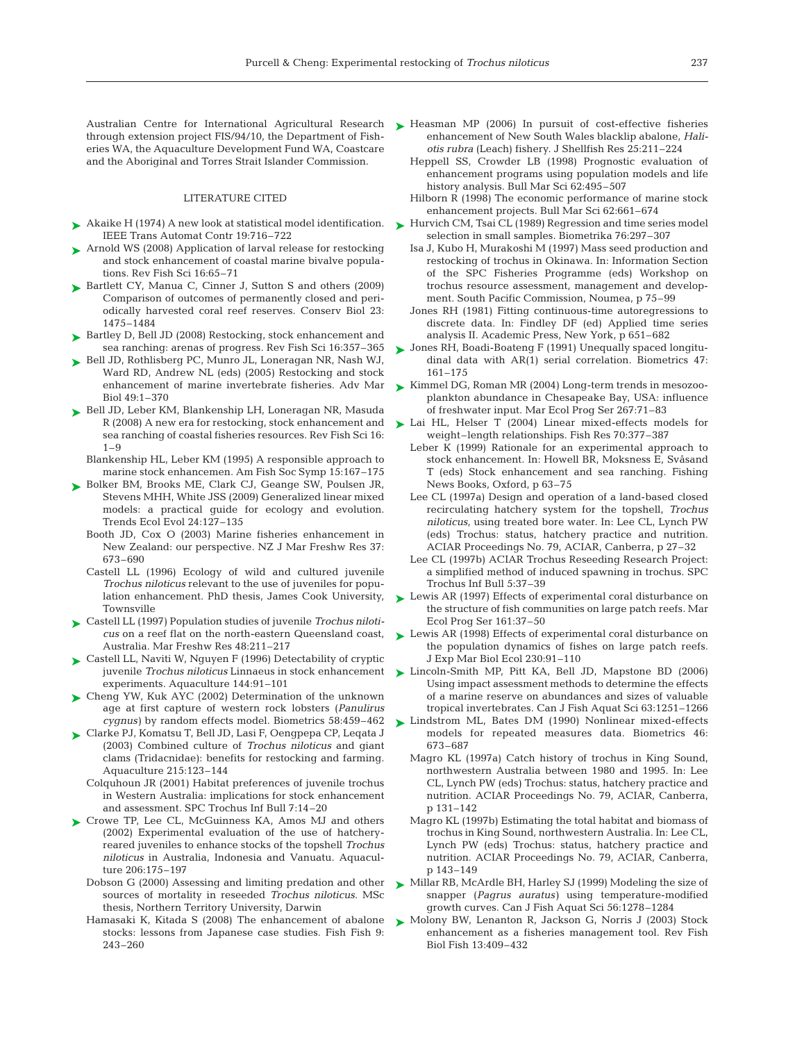Australian Centre for International Agricultural Research through extension project FIS/94/10, the Department of Fisheries WA, the Aquaculture Development Fund WA, Coastcare and the Aboriginal and Torres Strait Islander Commission.

## LITERATURE CITED

- Akaike H (1974) A new look at statistical model identification. IEEE Trans Automat Contr 19:716–722
- Arnold WS (2008) Application of larval release for restocking and stock enhancement of coastal marine bivalve populations. Rev Fish Sci 16:65–71
- Bartlett CY, Manua C, Cinner J, Sutton S and others (2009) Comparison of outcomes of permanently closed and periodically harvested coral reef reserves. Conserv Biol 23: 1475–1484
- Bartley D, Bell JD (2008) Restocking, stock enhancement and sea ranching: arenas of progress. Rev Fish Sci 16:357–365
- Bell JD, Rothlisberg PC, Munro JL, Loneragan NR, Nash WJ, Ward RD, Andrew NL (eds) (2005) Restocking and stock enhancement of marine invertebrate fisheries. Adv Mar Biol 49:1–370
- Bell JD, Leber KM, Blankenship LH, Loneragan NR, Masuda R (2008) A new era for restocking, stock enhancement and sea ranching of coastal fisheries resources. Rev Fish Sci 16: 1–9
- Blankenship HL, Leber KM (1995) A responsible approach to marine stock enhancemen. Am Fish Soc Symp 15:167–175
- Bolker BM, Brooks ME, Clark CJ, Geange SW, Poulsen JR, Stevens MHH, White JSS (2009) Generalized linear mixed models: a practical guide for ecology and evolution. Trends Ecol Evol 24:127–135
- Booth JD, Cox O (2003) Marine fisheries enhancement in New Zealand: our perspective. NZ J Mar Freshw Res 37: 673–690
- Castell LL (1996) Ecology of wild and cultured juvenile *Trochus niloticus* relevant to the use of juveniles for population enhancement. PhD thesis, James Cook University, Townsville
- Castell LL (1997) Population studies of juvenile *Trochus niloticus* on a reef flat on the north-eastern Queensland coast, Australia. Mar Freshw Res 48:211–217
- Castell LL, Naviti W, Nguyen F (1996) Detectability of cryptic juvenile *Trochus niloticus* Linnaeus in stock enhancement experiments. Aquaculture 144:91–101
- Cheng YW, Kuk AYC (2002) Determination of the unknown age at first capture of western rock lobsters (*Panulirus cygnus*) by random effects model. Biometrics 58:459–462
- Clarke PJ, Komatsu T, Bell JD, Lasi F, Oengpepa CP, Leqata J (2003) Combined culture of *Trochus niloticus* and giant clams (Tridacnidae): benefits for restocking and farming. Aquaculture 215:123–144
- Colquhoun JR (2001) Habitat preferences of juvenile trochus in Western Australia: implications for stock enhancement and assessment. SPC Trochus Inf Bull 7:14–20
- Crowe TP, Lee CL, McGuinness KA, Amos MJ and others (2002) Experimental evaluation of the use of hatchery-reared juveniles to enhance stocks of the topshell *Trochus niloticus* in Australia, Indonesia and Vanuatu. Aquaculture 206:175–197
- Dobson G (2000) Assessing and limiting predation and other sources of mortality in reseeded *Trochus niloticus*. MSc thesis, Northern Territory University, Darwin
- Hamasaki K, Kitada S (2008) The enhancement of abalone stocks: lessons from Japanese case studies. Fish Fish 9: 243–260
- Heasman MP (2006) In pursuit of cost-effective fisheries enhancement of New South Wales blacklip abalone, *Haliotis rubra* (Leach) fishery. J Shellfish Res 25:211–224
- Heppell SS, Crowder LB (1998) Prognostic evaluation of enhancement programs using population models and life history analysis. Bull Mar Sci 62:495–507
- Hilborn R (1998) The economic performance of marine stock enhancement projects. Bull Mar Sci 62:661–674
- Hurvich CM, Tsai CL (1989) Regression and time series model selection in small samples. Biometrika 76:297–307
- Isa J, Kubo H, Murakoshi M (1997) Mass seed production and restocking of trochus in Okinawa. In: Information Section of the SPC Fisheries Programme (eds) Workshop on trochus resource assessment, management and development. South Pacific Commission, Noumea, p 75–99
- Jones RH (1981) Fitting continuous-time autoregressions to discrete data. In: Findley DF (ed) Applied time series analysis II. Academic Press, New York, p 651–682
- Jones RH, Boadi-Boateng F (1991) Unequally spaced longitudinal data with AR(1) serial correlation. Biometrics 47: 161–175
- Kimmel DG, Roman MR (2004) Long-term trends in mesozooplankton abundance in Chesapeake Bay, USA: influence of freshwater input. Mar Ecol Prog Ser 267:71–83
- Lai HL, Helser T (2004) Linear mixed-effects models for weight–length relationships. Fish Res 70:377–387
- Leber K (1999) Rationale for an experimental approach to stock enhancement. In: Howell BR, Moksness E, Svåsand T (eds) Stock enhancement and sea ranching. Fishing News Books, Oxford, p 63–75
- Lee CL (1997a) Design and operation of a land-based closed recirculating hatchery system for the topshell, *Trochus niloticus*, using treated bore water. In: Lee CL, Lynch PW (eds) Trochus: status, hatchery practice and nutrition. ACIAR Proceedings No. 79, ACIAR, Canberra, p 27–32
- Lee CL (1997b) ACIAR Trochus Reseeding Research Project: a simplified method of induced spawning in trochus. SPC Trochus Inf Bull 5:37–39
- Lewis AR (1997) Effects of experimental coral disturbance on the structure of fish communities on large patch reefs. Mar Ecol Prog Ser 161:37–50
- Lewis AR (1998) Effects of experimental coral disturbance on the population dynamics of fishes on large patch reefs. J Exp Mar Biol Ecol 230:91–110
- Lincoln-Smith MP, Pitt KA, Bell JD, Mapstone BD (2006) Using impact assessment methods to determine the effects of a marine reserve on abundances and sizes of valuable tropical invertebrates. Can J Fish Aquat Sci 63:1251–1266
- Lindstrom ML, Bates DM (1990) Nonlinear mixed-effects models for repeated measures data. Biometrics 46: 673–687
- Magro KL (1997a) Catch history of trochus in King Sound, northwestern Australia between 1980 and 1995. In: Lee CL, Lynch PW (eds) Trochus: status, hatchery practice and nutrition. ACIAR Proceedings No. 79, ACIAR, Canberra, p 131–142
- Magro KL (1997b) Estimating the total habitat and biomass of trochus in King Sound, northwestern Australia. In: Lee CL, Lynch PW (eds) Trochus: status, hatchery practice and nutrition. ACIAR Proceedings No. 79, ACIAR, Canberra, p 143–149
- Millar RB, McArdle BH, Harley SJ (1999) Modeling the size of snapper (*Pagrus auratus*) using temperature-modified growth curves. Can J Fish Aquat Sci 56:1278–1284
- Molony BW, Lenanton R, Jackson G, Norris J (2003) Stock enhancement as a fisheries management tool. Rev Fish Biol Fish 13:409–432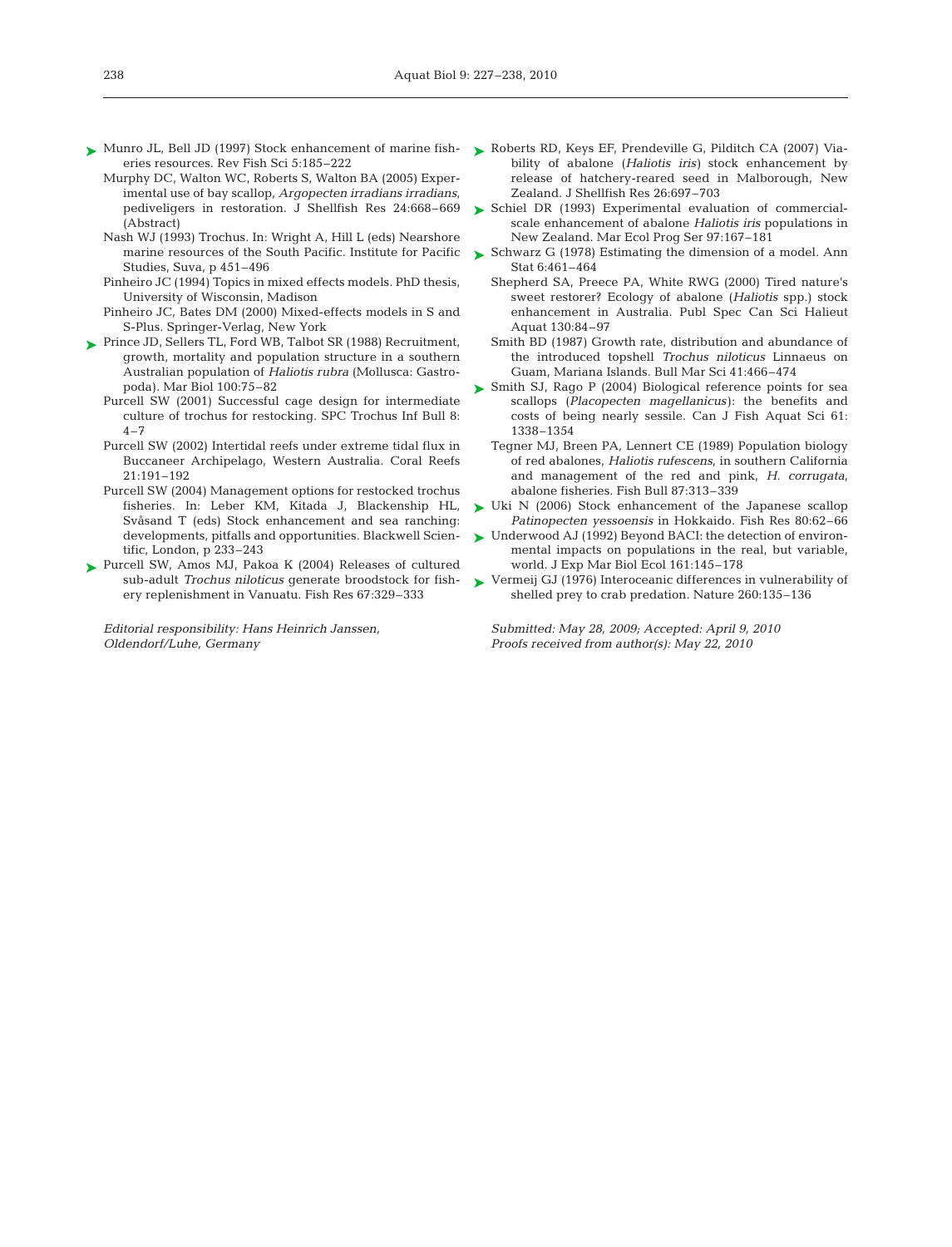Munro JL, Bell JD (1997) Stock enhancement of marine fisheries resources. Rev Fish Sci 5:185–222

Murphy DC, Walton WC, Roberts S, Walton BA (2005) Experimental use of bay scallop, *Argopecten irradians irradians*, pediveligers in restoration. J Shellfish Res 24:668–669 (Abstract)

Nash WJ (1993) Trochus. In: Wright A, Hill L (eds) Nearshore marine resources of the South Pacific. Institute for Pacific Studies, Suva, p 451–496

Pinheiro JC (1994) Topics in mixed effects models. PhD thesis, University of Wisconsin, Madison

Pinheiro JC, Bates DM (2000) Mixed-effects models in S and S-Plus. Springer-Verlag, New York

Prince JD, Sellers TL, Ford WB, Talbot SR (1988) Recruitment, growth, mortality and population structure in a southern Australian population of *Haliotis rubra* (Mollusca: Gastropoda). Mar Biol 100:75–82

Purcell SW (2001) Successful cage design for intermediate culture of trochus for restocking. SPC Trochus Inf Bull 8: 4–7

Purcell SW (2002) Intertidal reefs under extreme tidal flux in Buccaneer Archipelago, Western Australia. Coral Reefs 21:191–192

Purcell SW (2004) Management options for restocked trochus fisheries. In: Leber KM, Kitada J, Blackenship HL, Svåsand T (eds) Stock enhancement and sea ranching: developments, pitfalls and opportunities. Blackwell Scientific, London, p 233–243

Purcell SW, Amos MJ, Pakoa K (2004) Releases of cultured sub-adult *Trochus niloticus* generate broodstock for fishery replenishment in Vanuatu. Fish Res 67:329–333

Roberts RD, Keys EF, Prendeville G, Pilditch CA (2007) Viability of abalone (*Haliotis iris*) stock enhancement by release of hatchery-reared seed in Malborough, New Zealand. J Shellfish Res 26:697–703

Schiel DR (1993) Experimental evaluation of commercial-scale enhancement of abalone *Haliotis iris* populations in New Zealand. Mar Ecol Prog Ser 97:167–181

Schwarz G (1978) Estimating the dimension of a model. Ann Stat 6:461–464

Shepherd SA, Preece PA, White RWG (2000) Tired nature's sweet restorer? Ecology of abalone (*Haliotis* spp.) stock enhancement in Australia. Publ Spec Can Sci Halieut Aquat 130:84–97

Smith BD (1987) Growth rate, distribution and abundance of the introduced topshell *Trochus niloticus* Linnaeus on Guam, Mariana Islands. Bull Mar Sci 41:466–474

Smith SJ, Rago P (2004) Biological reference points for sea scallops (*Placopecten magellanicus*): the benefits and costs of being nearly sessile. Can J Fish Aquat Sci 61: 1338–1354

Tegner MJ, Breen PA, Lennert CE (1989) Population biology of red abalones, *Haliotis rufescens*, in southern California and management of the red and pink, *H. corrugata*, abalone fisheries. Fish Bull 87:313–339

Uki N (2006) Stock enhancement of the Japanese scallop *Patinopecten yessoensis* in Hokkaido. Fish Res 80:62–66

Underwood AJ (1992) Beyond BACI: the detection of environmental impacts on populations in the real, but variable, world. J Exp Mar Biol Ecol 161:145–178

Vermeij GJ (1976) Interoceanic differences in vulnerability of shelled prey to crab predation. Nature 260:135–136

*Editorial responsibility: Hans Heinrich Janssen, Oldendorf/Luhe, Germany*

*Submitted: May 28, 2009; Accepted: April 9, 2010*
*Proofs received from author(s): May 22, 2010*